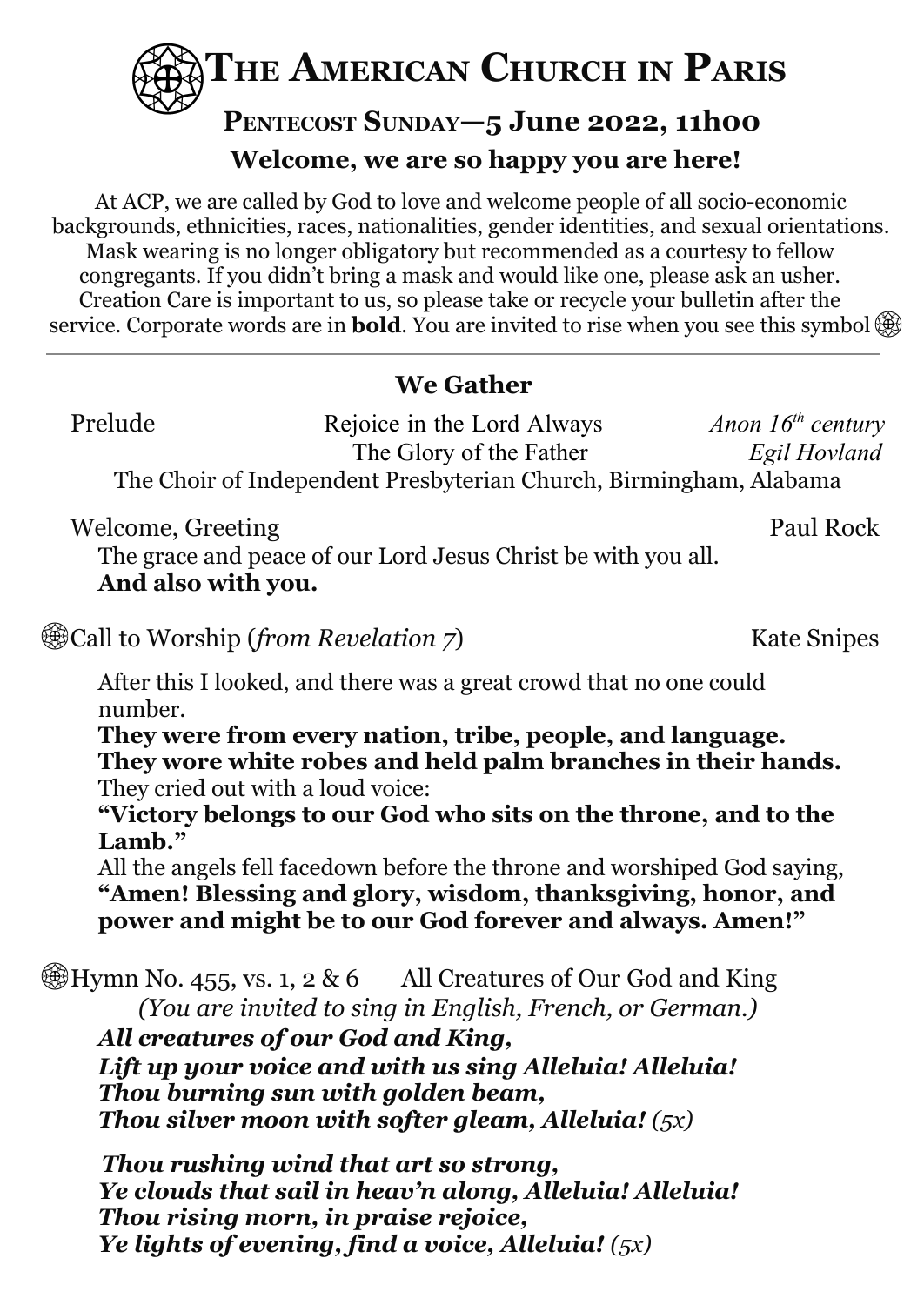# THE AMERICAN CHURCH IN PARIS

## PENTECOST SUNDAY—5 June 2022, 11h00

### Welcome, we are so happy you are here!

At ACP, we are called by God to love and welcome people of all socio-economic backgrounds, ethnicities, races, nationalities, gender identities, and sexual orientations. Mask wearing is no longer obligatory but recommended as a courtesy to fellow congregants. If you didn't bring a mask and would like one, please ask an usher. Creation Care is important to us, so please take or recycle your bulletin after the service. Corporate words are in **bold**. You are invited to rise when you see this symbol ۞

---

### We Gather

Prelude — Rejoice in the Lord Always — *Anon 16th century*
The Glory of the Father — *Egil Hovland*
The Choir of Independent Presbyterian Church, Birmingham, Alabama

Welcome, Greeting — Paul Rock

The grace and peace of our Lord Jesus Christ be with you all.
**And also with you.**

۞ Call to Worship (*from Revelation 7*) — Kate Snipes

After this I looked, and there was a great crowd that no one could number.
**They were from every nation, tribe, people, and language.**
**They wore white robes and held palm branches in their hands.**
They cried out with a loud voice:
**"Victory belongs to our God who sits on the throne, and to the Lamb."**
All the angels fell facedown before the throne and worshiped God saying,
**"Amen! Blessing and glory, wisdom, thanksgiving, honor, and power and might be to our God forever and always. Amen!"**

۞ Hymn No. 455, vs. 1, 2 & 6 — All Creatures of Our God and King
*(You are invited to sing in English, French, or German.)*

***All creatures of our God and King,***
***Lift up your voice and with us sing Alleluia! Alleluia!***
***Thou burning sun with golden beam,***
***Thou silver moon with softer gleam, Alleluia!*** *(5x)*

***Thou rushing wind that art so strong,***
***Ye clouds that sail in heav'n along, Alleluia! Alleluia!***
***Thou rising morn, in praise rejoice,***
***Ye lights of evening, find a voice, Alleluia!*** *(5x)*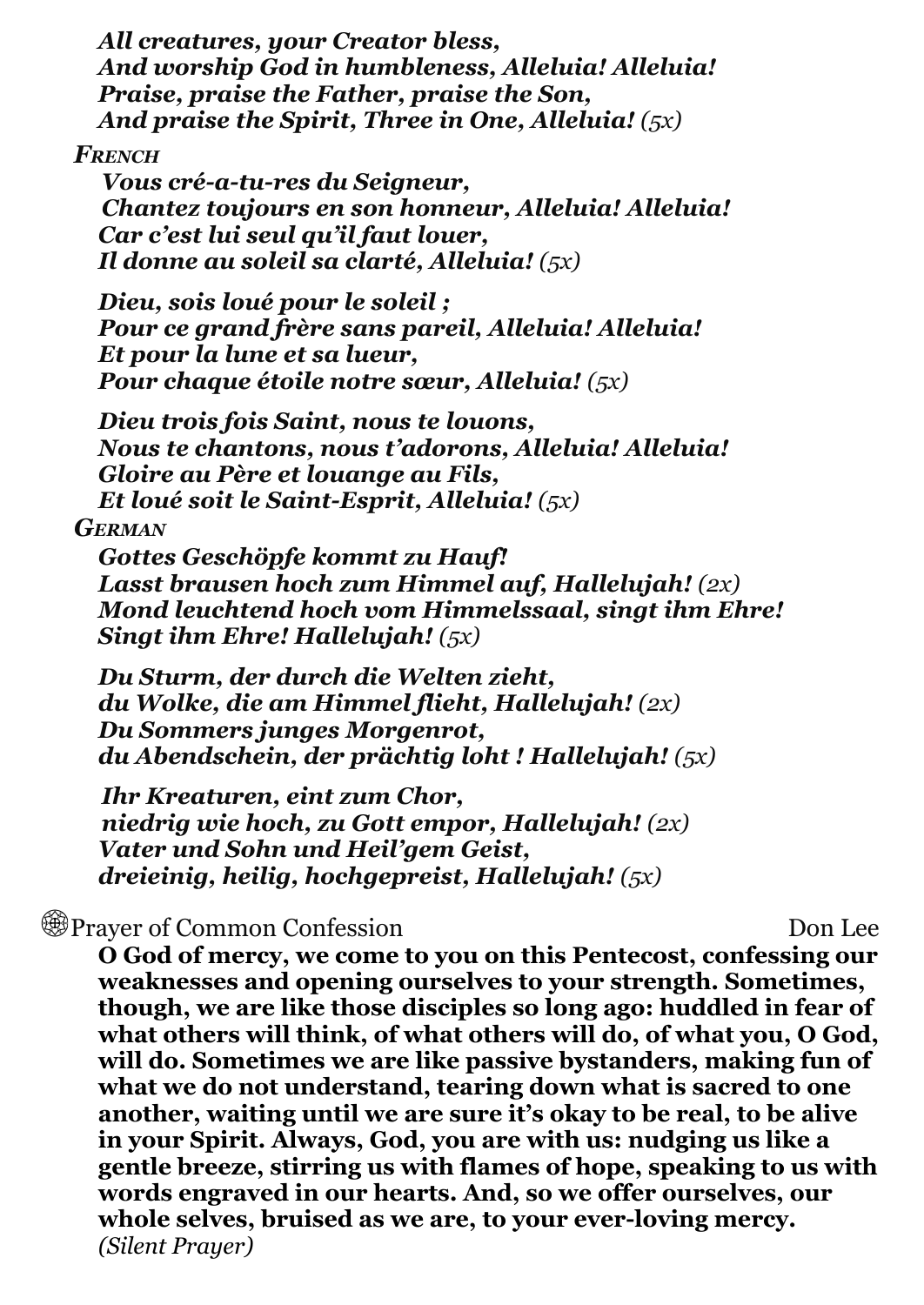*All creatures, your Creator bless,*
*And worship God in humbleness, Alleluia! Alleluia!*
*Praise, praise the Father, praise the Son,*
*And praise the Spirit, Three in One, Alleluia! (5x)*

***FRENCH***

*Vous cré-a-tu-res du Seigneur,*
*Chantez toujours en son honneur, Alleluia! Alleluia!*
*Car c'est lui seul qu'il faut louer,*
*Il donne au soleil sa clarté, Alleluia! (5x)*

*Dieu, sois loué pour le soleil ;*
*Pour ce grand frère sans pareil, Alleluia! Alleluia!*
*Et pour la lune et sa lueur,*
*Pour chaque étoile notre sœur, Alleluia! (5x)*

*Dieu trois fois Saint, nous te louons,*
*Nous te chantons, nous t'adorons, Alleluia! Alleluia!*
*Gloire au Père et louange au Fils,*
*Et loué soit le Saint-Esprit, Alleluia! (5x)*

***GERMAN***

*Gottes Geschöpfe kommt zu Hauf!*
*Lasst brausen hoch zum Himmel auf, Hallelujah! (2x)*
*Mond leuchtend hoch vom Himmelssaal, singt ihm Ehre!*
*Singt ihm Ehre! Hallelujah! (5x)*

*Du Sturm, der durch die Welten zieht,*
*du Wolke, die am Himmel flieht, Hallelujah! (2x)*
*Du Sommers junges Morgenrot,*
*du Abendschein, der prächtig loht ! Hallelujah! (5x)*

*Ihr Kreaturen, eint zum Chor,*
*niedrig wie hoch, zu Gott empor, Hallelujah! (2x)*
*Vater und Sohn und Heil'gem Geist,*
*dreieinig, heilig, hochgepreist, Hallelujah! (5x)*

Prayer of Common Confession — Don Lee

**O God of mercy, we come to you on this Pentecost, confessing our weaknesses and opening ourselves to your strength. Sometimes, though, we are like those disciples so long ago: huddled in fear of what others will think, of what others will do, of what you, O God, will do. Sometimes we are like passive bystanders, making fun of what we do not understand, tearing down what is sacred to one another, waiting until we are sure it's okay to be real, to be alive in your Spirit. Always, God, you are with us: nudging us like a gentle breeze, stirring us with flames of hope, speaking to us with words engraved in our hearts. And, so we offer ourselves, our whole selves, bruised as we are, to your ever-loving mercy.**
*(Silent Prayer)*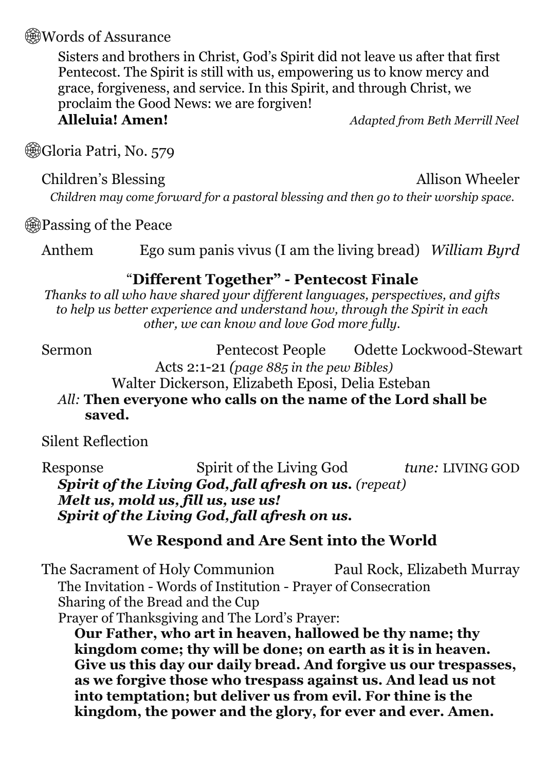❁Words of Assurance

Sisters and brothers in Christ, God's Spirit did not leave us after that first Pentecost. The Spirit is still with us, empowering us to know mercy and grace, forgiveness, and service. In this Spirit, and through Christ, we proclaim the Good News: we are forgiven!
**Alleluia! Amen!** *Adapted from Beth Merrill Neel*

❁Gloria Patri, No. 579

Children's Blessing — Allison Wheeler
*Children may come forward for a pastoral blessing and then go to their worship space.*

❁Passing of the Peace

Anthem — Ego sum panis vivus (I am the living bread) — *William Byrd*

## "Different Together" - Pentecost Finale

*Thanks to all who have shared your different languages, perspectives, and gifts to help us better experience and understand how, through the Spirit in each other, we can know and love God more fully.*

Sermon — Pentecost People — Odette Lockwood-Stewart

Acts 2:1-21 *(page 885 in the pew Bibles)*
Walter Dickerson, Elizabeth Eposi, Delia Esteban

*All:* **Then everyone who calls on the name of the Lord shall be saved.**

Silent Reflection

Response — Spirit of the Living God — *tune:* LIVING GOD

***Spirit of the Living God, fall afresh on us.*** *(repeat)*
***Melt us, mold us, fill us, use us!***
***Spirit of the Living God, fall afresh on us.***

## We Respond and Are Sent into the World

The Sacrament of Holy Communion — Paul Rock, Elizabeth Murray

The Invitation - Words of Institution - Prayer of Consecration
Sharing of the Bread and the Cup
Prayer of Thanksgiving and The Lord's Prayer:

**Our Father, who art in heaven, hallowed be thy name; thy kingdom come; thy will be done; on earth as it is in heaven. Give us this day our daily bread. And forgive us our trespasses, as we forgive those who trespass against us. And lead us not into temptation; but deliver us from evil. For thine is the kingdom, the power and the glory, for ever and ever. Amen.**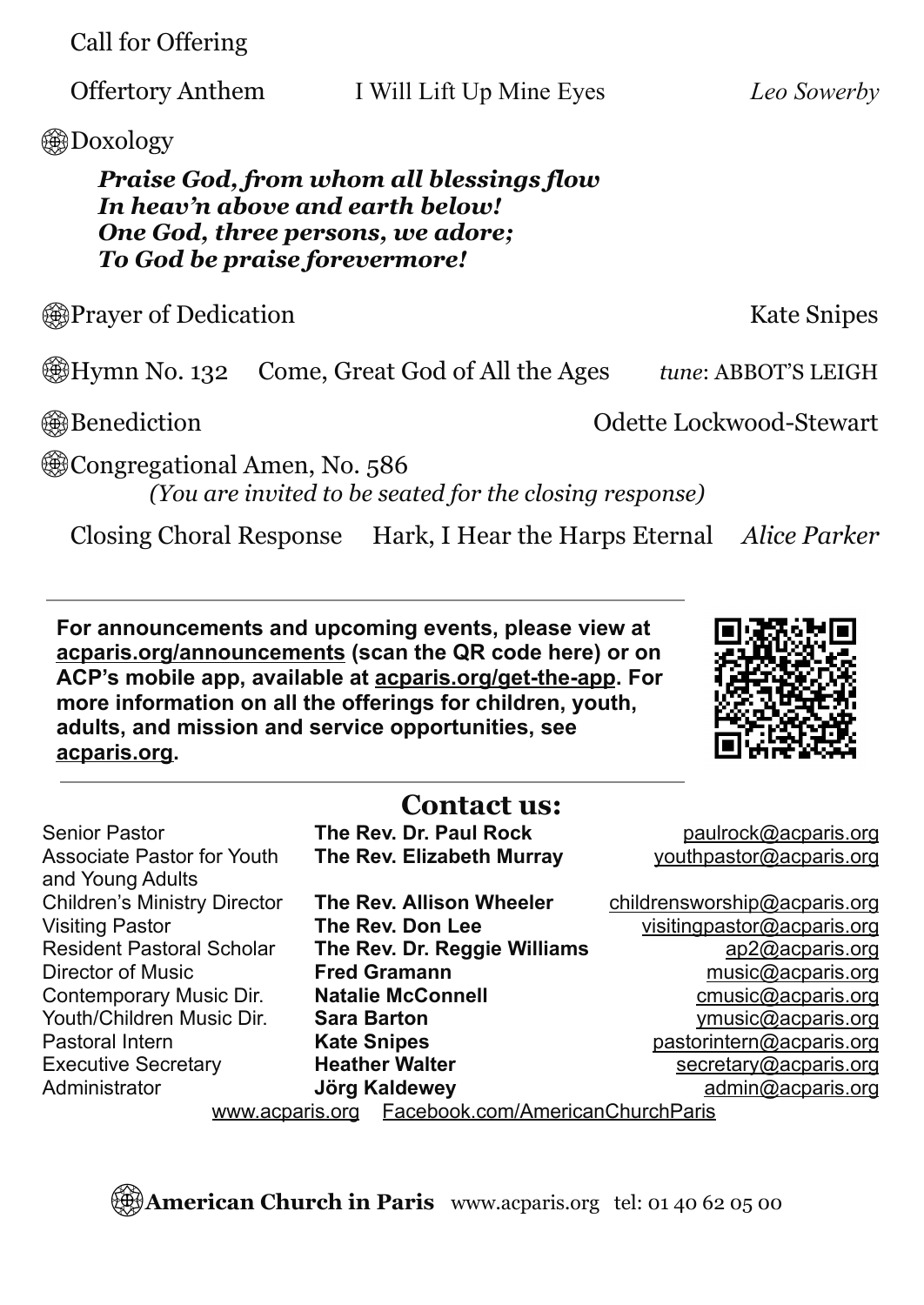Call for Offering

Offertory Anthem I Will Lift Up Mine Eyes *Leo Sowerby*

Doxology

***Praise God, from whom all blessings flow***
***In heav'n above and earth below!***
***One God, three persons, we adore;***
***To God be praise forevermore!***

Prayer of Dedication Kate Snipes

Hymn No. 132 Come, Great God of All the Ages *tune*: ABBOT'S LEIGH

Benediction Odette Lockwood-Stewart

Congregational Amen, No. 586
*(You are invited to be seated for the closing response)*

Closing Choral Response Hark, I Hear the Harps Eternal *Alice Parker*

---

**For announcements and upcoming events, please view at acparis.org/announcements (scan the QR code here) or on ACP's mobile app, available at acparis.org/get-the-app. For more information on all the offerings for children, youth, adults, and mission and service opportunities, see acparis.org.**

---

## Contact us:

| | | |
|---|---|---|
| Senior Pastor | **The Rev. Dr. Paul Rock** | paulrock@acparis.org |
| Associate Pastor for Youth and Young Adults | **The Rev. Elizabeth Murray** | youthpastor@acparis.org |
| Children's Ministry Director | **The Rev. Allison Wheeler** | childrensworship@acparis.org |
| Visiting Pastor | **The Rev. Don Lee** | visitingpastor@acparis.org |
| Resident Pastoral Scholar | **The Rev. Dr. Reggie Williams** | ap2@acparis.org |
| Director of Music | **Fred Gramann** | music@acparis.org |
| Contemporary Music Dir. | **Natalie McConnell** | cmusic@acparis.org |
| Youth/Children Music Dir. | **Sara Barton** | ymusic@acparis.org |
| Pastoral Intern | **Kate Snipes** | pastorintern@acparis.org |
| Executive Secretary | **Heather Walter** | secretary@acparis.org |
| Administrator | **Jörg Kaldewey** | admin@acparis.org |

www.acparis.org Facebook.com/AmericanChurchParis

**American Church in Paris** www.acparis.org tel: 01 40 62 05 00